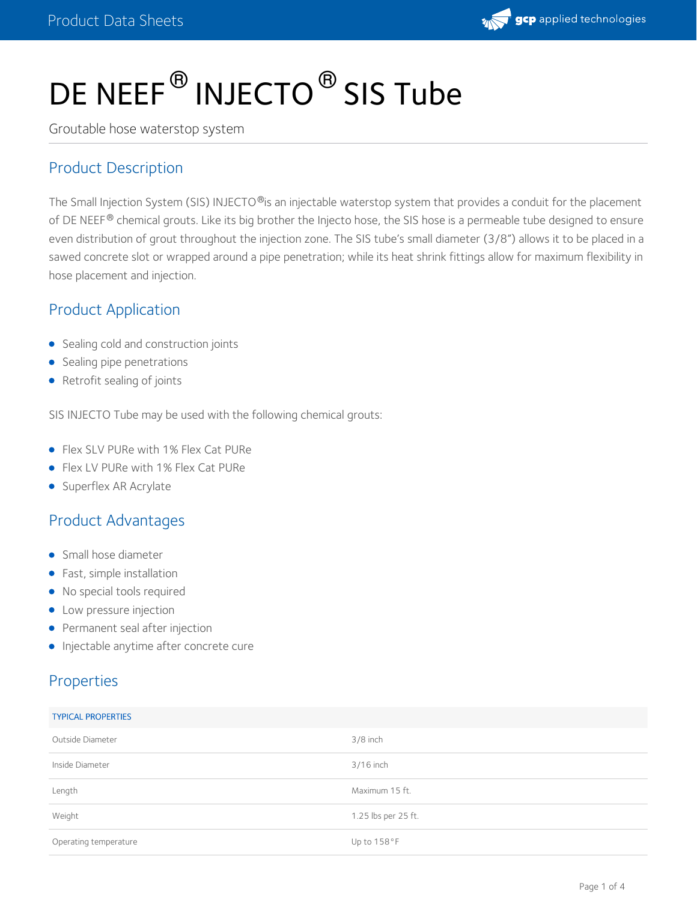# DE NEEF® INJECTO® SIS Tube

Groutable hose waterstop system

## Product Description

The Small Injection System (SIS) INJECTO®is an injectable waterstop system that provides a conduit for the placement of DE NEEF® chemical grouts. Like its big brother the Injecto hose, the SIS hose is a permeable tube designed to ensure even distribution of grout throughout the injection zone. The SIS tube's small diameter (3/8") allows it to be placed in a sawed concrete slot or wrapped around a pipe penetration; while its heat shrink fittings allow for maximum flexibility in hose placement and injection.

## Product Application

- Sealing cold and construction joints
- Sealing pipe penetrations
- Retrofit sealing of joints

SIS INJECTO Tube may be used with the following chemical grouts:

- Flex SLV PURe with 1% Flex Cat PURe
- Flex LV PURe with 1% Flex Cat PURe
- Superflex AR Acrylate

## Product Advantages

- Small hose diameter
- Fast, simple installation
- No special tools required
- Low pressure injection
- Permanent seal after injection
- Injectable anytime after concrete cure

## Properties

| TYPICAL PROPERTIES | |
|---|---|
| Outside Diameter | 3/8 inch |
| Inside Diameter | 3/16 inch |
| Length | Maximum 15 ft. |
| Weight | 1.25 lbs per 25 ft. |
| Operating temperature | Up to 158°F |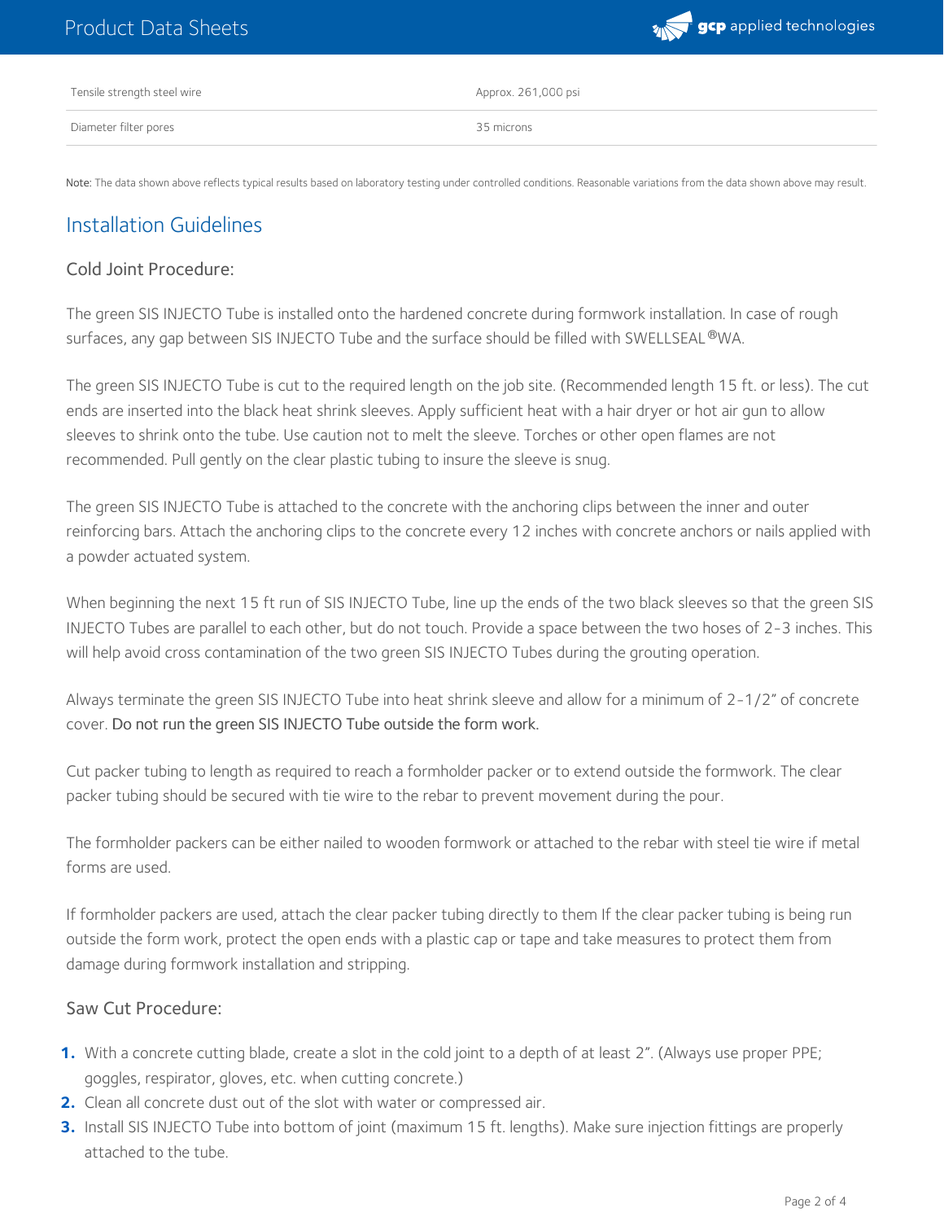| Tensile strength steel wire | Approx. 261,000 psi |
| --- | --- |
| Diameter filter pores | 35 microns |

Note: The data shown above reflects typical results based on laboratory testing under controlled conditions. Reasonable variations from the data shown above may result.

## Installation Guidelines

### Cold Joint Procedure:

The green SIS INJECTO Tube is installed onto the hardened concrete during formwork installation. In case of rough surfaces, any gap between SIS INJECTO Tube and the surface should be filled with SWELLSEAL®WA.

The green SIS INJECTO Tube is cut to the required length on the job site. (Recommended length 15 ft. or less). The cut ends are inserted into the black heat shrink sleeves. Apply sufficient heat with a hair dryer or hot air gun to allow sleeves to shrink onto the tube. Use caution not to melt the sleeve. Torches or other open flames are not recommended. Pull gently on the clear plastic tubing to insure the sleeve is snug.

The green SIS INJECTO Tube is attached to the concrete with the anchoring clips between the inner and outer reinforcing bars. Attach the anchoring clips to the concrete every 12 inches with concrete anchors or nails applied with a powder actuated system.

When beginning the next 15 ft run of SIS INJECTO Tube, line up the ends of the two black sleeves so that the green SIS INJECTO Tubes are parallel to each other, but do not touch. Provide a space between the two hoses of 2-3 inches. This will help avoid cross contamination of the two green SIS INJECTO Tubes during the grouting operation.

Always terminate the green SIS INJECTO Tube into heat shrink sleeve and allow for a minimum of 2-1/2" of concrete cover. Do not run the green SIS INJECTO Tube outside the form work.

Cut packer tubing to length as required to reach a formholder packer or to extend outside the formwork. The clear packer tubing should be secured with tie wire to the rebar to prevent movement during the pour.

The formholder packers can be either nailed to wooden formwork or attached to the rebar with steel tie wire if metal forms are used.

If formholder packers are used, attach the clear packer tubing directly to them If the clear packer tubing is being run outside the form work, protect the open ends with a plastic cap or tape and take measures to protect them from damage during formwork installation and stripping.

### Saw Cut Procedure:

1. With a concrete cutting blade, create a slot in the cold joint to a depth of at least 2". (Always use proper PPE; goggles, respirator, gloves, etc. when cutting concrete.)
2. Clean all concrete dust out of the slot with water or compressed air.
3. Install SIS INJECTO Tube into bottom of joint (maximum 15 ft. lengths). Make sure injection fittings are properly attached to the tube.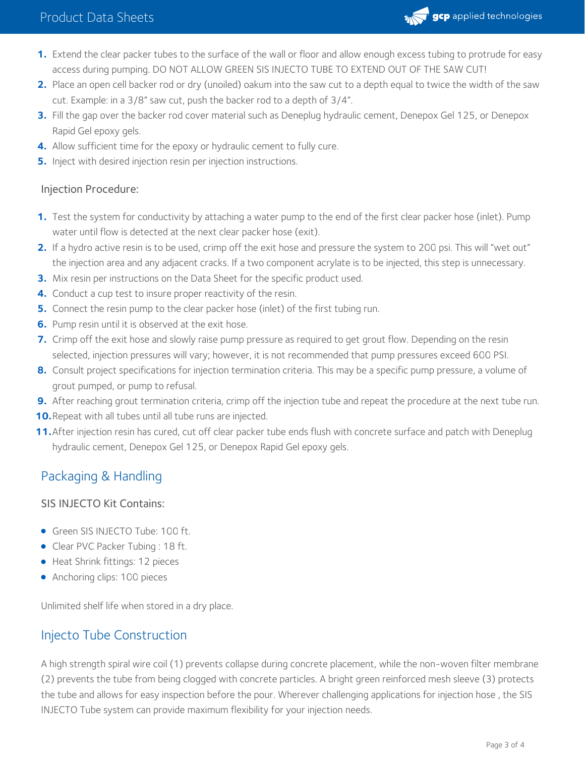1. Extend the clear packer tubes to the surface of the wall or floor and allow enough excess tubing to protrude for easy access during pumping. DO NOT ALLOW GREEN SIS INJECTO TUBE TO EXTEND OUT OF THE SAW CUT!
2. Place an open cell backer rod or dry (unoiled) oakum into the saw cut to a depth equal to twice the width of the saw cut. Example: in a 3/8" saw cut, push the backer rod to a depth of 3/4".
3. Fill the gap over the backer rod cover material such as Deneplug hydraulic cement, Denepox Gel 125, or Denepox Rapid Gel epoxy gels.
4. Allow sufficient time for the epoxy or hydraulic cement to fully cure.
5. Inject with desired injection resin per injection instructions.

### Injection Procedure:

1. Test the system for conductivity by attaching a water pump to the end of the first clear packer hose (inlet). Pump water until flow is detected at the next clear packer hose (exit).
2. If a hydro active resin is to be used, crimp off the exit hose and pressure the system to 200 psi. This will "wet out" the injection area and any adjacent cracks. If a two component acrylate is to be injected, this step is unnecessary.
3. Mix resin per instructions on the Data Sheet for the specific product used.
4. Conduct a cup test to insure proper reactivity of the resin.
5. Connect the resin pump to the clear packer hose (inlet) of the first tubing run.
6. Pump resin until it is observed at the exit hose.
7. Crimp off the exit hose and slowly raise pump pressure as required to get grout flow. Depending on the resin selected, injection pressures will vary; however, it is not recommended that pump pressures exceed 600 PSI.
8. Consult project specifications for injection termination criteria. This may be a specific pump pressure, a volume of grout pumped, or pump to refusal.
9. After reaching grout termination criteria, crimp off the injection tube and repeat the procedure at the next tube run.
10. Repeat with all tubes until all tube runs are injected.
11. After injection resin has cured, cut off clear packer tube ends flush with concrete surface and patch with Deneplug hydraulic cement, Denepox Gel 125, or Denepox Rapid Gel epoxy gels.

## Packaging & Handling

### SIS INJECTO Kit Contains:

- Green SIS INJECTO Tube: 100 ft.
- Clear PVC Packer Tubing : 18 ft.
- Heat Shrink fittings: 12 pieces
- Anchoring clips: 100 pieces

Unlimited shelf life when stored in a dry place.

## Injecto Tube Construction

A high strength spiral wire coil (1) prevents collapse during concrete placement, while the non-woven filter membrane (2) prevents the tube from being clogged with concrete particles. A bright green reinforced mesh sleeve (3) protects the tube and allows for easy inspection before the pour. Wherever challenging applications for injection hose , the SIS INJECTO Tube system can provide maximum flexibility for your injection needs.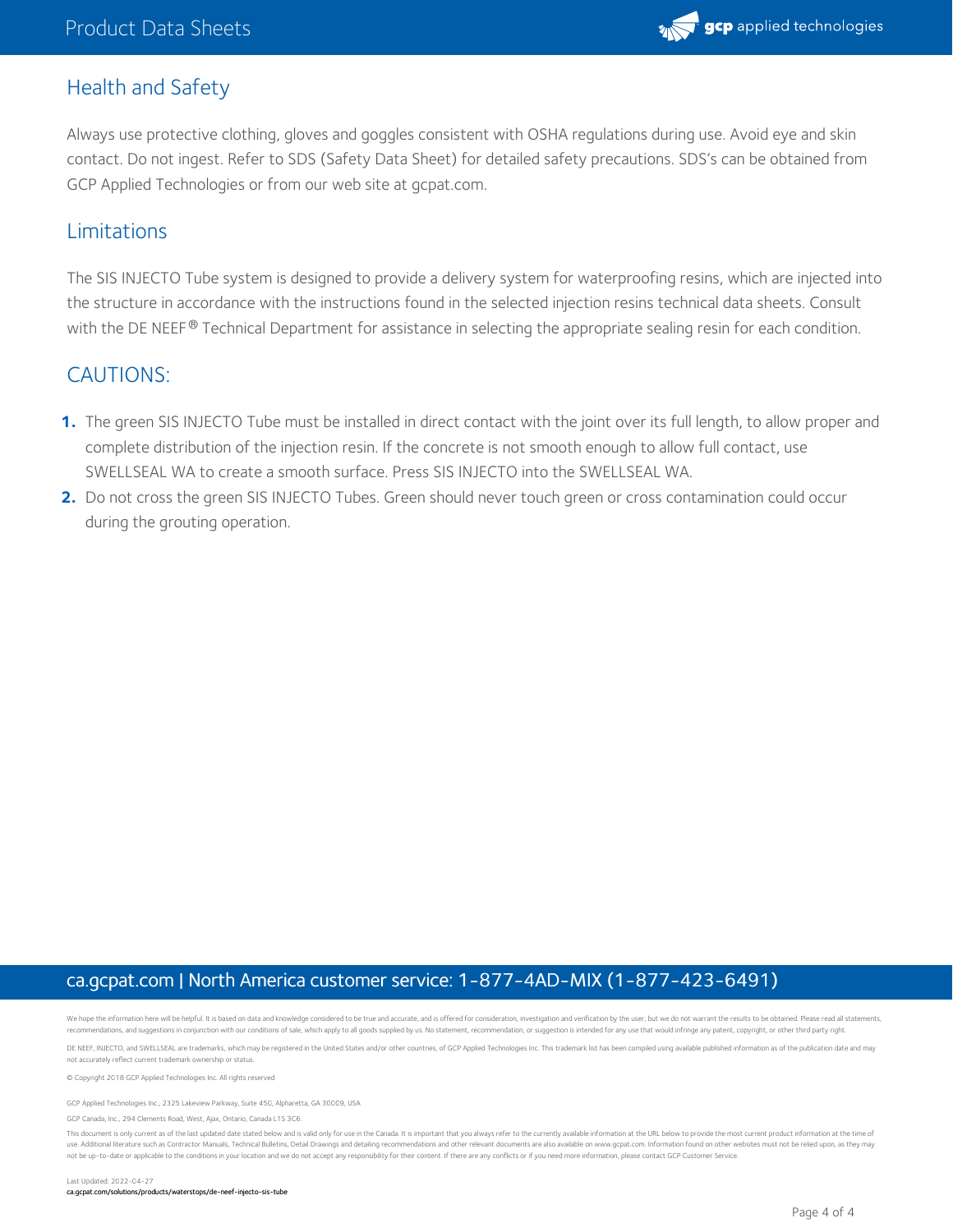## Health and Safety

Always use protective clothing, gloves and goggles consistent with OSHA regulations during use. Avoid eye and skin contact. Do not ingest. Refer to SDS (Safety Data Sheet) for detailed safety precautions. SDS's can be obtained from GCP Applied Technologies or from our web site at gcpat.com.

## Limitations

The SIS INJECTO Tube system is designed to provide a delivery system for waterproofing resins, which are injected into the structure in accordance with the instructions found in the selected injection resins technical data sheets. Consult with the DE NEEF® Technical Department for assistance in selecting the appropriate sealing resin for each condition.

## CAUTIONS:

1. The green SIS INJECTO Tube must be installed in direct contact with the joint over its full length, to allow proper and complete distribution of the injection resin. If the concrete is not smooth enough to allow full contact, use SWELLSEAL WA to create a smooth surface. Press SIS INJECTO into the SWELLSEAL WA.
2. Do not cross the green SIS INJECTO Tubes. Green should never touch green or cross contamination could occur during the grouting operation.

ca.gcpat.com | North America customer service: 1-877-4AD-MIX (1-877-423-6491)

We hope the information here will be helpful. It is based on data and knowledge considered to be true and accurate, and is offered for consideration, investigation and verification by the user, but we do not warrant the results to be obtained. Please read all statements, recommendations, and suggestions in conjunction with our conditions of sale, which apply to all goods supplied by us. No statement, recommendation, or suggestion is intended for any use that would infringe any patent, copyright, or other third party right.

DE NEEF, INJECTO, and SWELLSEAL are trademarks, which may be registered in the United States and/or other countries, of GCP Applied Technologies Inc. This trademark list has been compiled using available published information as of the publication date and may not accurately reflect current trademark ownership or status.

© Copyright 2018 GCP Applied Technologies Inc. All rights reserved

GCP Applied Technologies Inc., 2325 Lakeview Parkway, Suite 450, Alpharetta, GA 30009, USA

GCP Canada, Inc., 294 Clements Road, West, Ajax, Ontario, Canada L1S 3C6.

This document is only current as of the last updated date stated below and is valid only for use in the Canada. It is important that you always refer to the currently available information at the URL below to provide the most current product information at the time of use. Additional literature such as Contractor Manuals, Technical Bulletins, Detail Drawings and detailing recommendations and other relevant documents are also available on www.gcpat.com. Information found on other websites must not be relied upon, as they may not be up-to-date or applicable to the conditions in your location and we do not accept any responsibility for their content. If there are any conflicts or if you need more information, please contact GCP Customer Service.

Last Updated: 2022-04-27
ca.gcpat.com/solutions/products/waterstops/de-neef-injecto-sis-tube